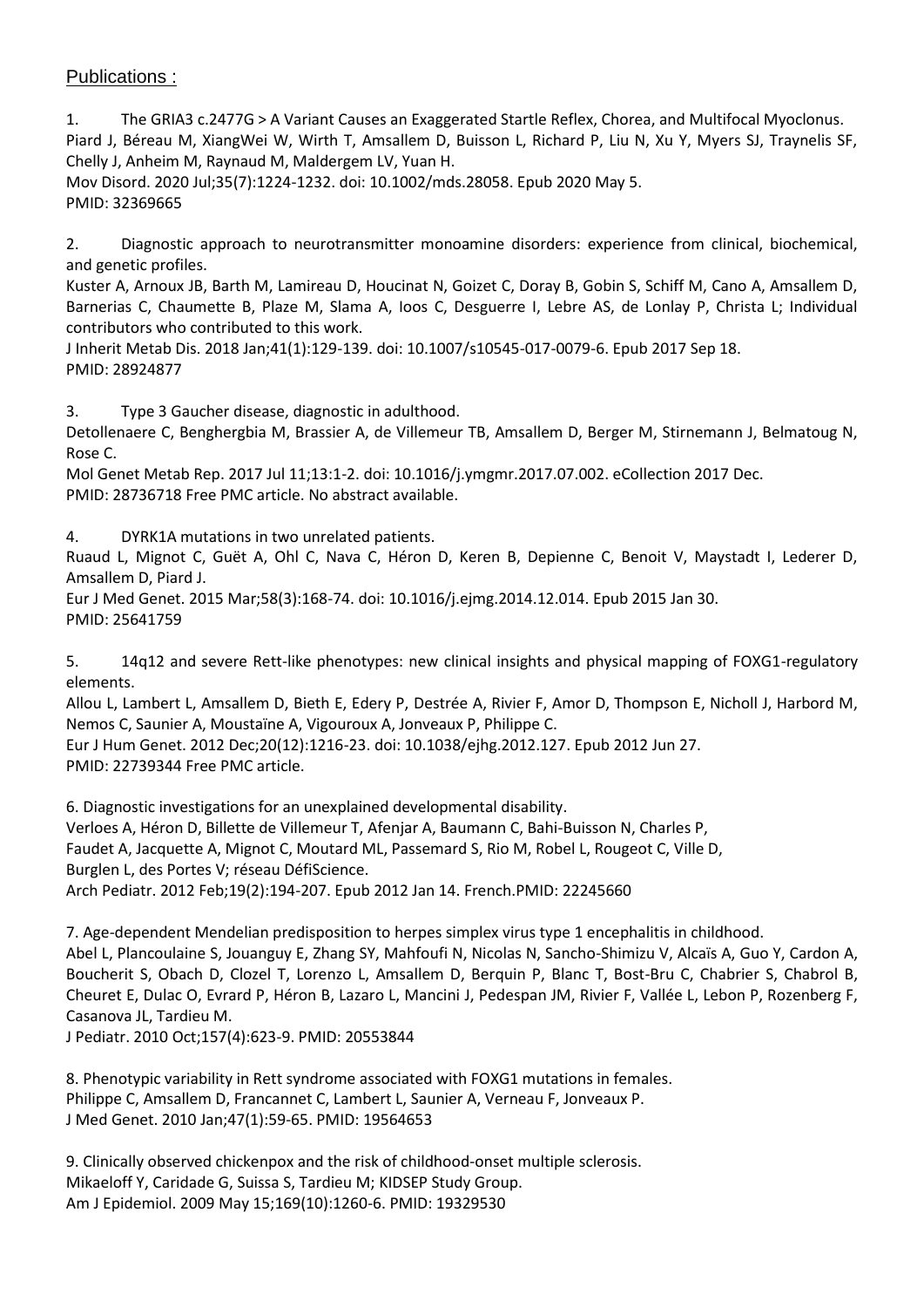## Publications :

1. The GRIA3 c.2477G > A Variant Causes an Exaggerated Startle Reflex, Chorea, and Multifocal Myoclonus.
Piard J, Béreau M, XiangWei W, Wirth T, Amsallem D, Buisson L, Richard P, Liu N, Xu Y, Myers SJ, Traynelis SF, Chelly J, Anheim M, Raynaud M, Maldergem LV, Yuan H.
Mov Disord. 2020 Jul;35(7):1224-1232. doi: 10.1002/mds.28058. Epub 2020 May 5.
PMID: 32369665

2. Diagnostic approach to neurotransmitter monoamine disorders: experience from clinical, biochemical, and genetic profiles.
Kuster A, Arnoux JB, Barth M, Lamireau D, Houcinat N, Goizet C, Doray B, Gobin S, Schiff M, Cano A, Amsallem D, Barnerias C, Chaumette B, Plaze M, Slama A, Ioos C, Desguerre I, Lebre AS, de Lonlay P, Christa L; Individual contributors who contributed to this work.
J Inherit Metab Dis. 2018 Jan;41(1):129-139. doi: 10.1007/s10545-017-0079-6. Epub 2017 Sep 18.
PMID: 28924877

3. Type 3 Gaucher disease, diagnostic in adulthood.
Detollenaere C, Benghergbia M, Brassier A, de Villemeur TB, Amsallem D, Berger M, Stirnemann J, Belmatoug N, Rose C.
Mol Genet Metab Rep. 2017 Jul 11;13:1-2. doi: 10.1016/j.ymgmr.2017.07.002. eCollection 2017 Dec.
PMID: 28736718 Free PMC article. No abstract available.

4. DYRK1A mutations in two unrelated patients.
Ruaud L, Mignot C, Guët A, Ohl C, Nava C, Héron D, Keren B, Depienne C, Benoit V, Maystadt I, Lederer D, Amsallem D, Piard J.
Eur J Med Genet. 2015 Mar;58(3):168-74. doi: 10.1016/j.ejmg.2014.12.014. Epub 2015 Jan 30.
PMID: 25641759

5. 14q12 and severe Rett-like phenotypes: new clinical insights and physical mapping of FOXG1-regulatory elements.
Allou L, Lambert L, Amsallem D, Bieth E, Edery P, Destrée A, Rivier F, Amor D, Thompson E, Nicholl J, Harbord M, Nemos C, Saunier A, Moustaïne A, Vigouroux A, Jonveaux P, Philippe C.
Eur J Hum Genet. 2012 Dec;20(12):1216-23. doi: 10.1038/ejhg.2012.127. Epub 2012 Jun 27.
PMID: 22739344 Free PMC article.

6. Diagnostic investigations for an unexplained developmental disability.
Verloes A, Héron D, Billette de Villemeur T, Afenjar A, Baumann C, Bahi-Buisson N, Charles P, Faudet A, Jacquette A, Mignot C, Moutard ML, Passemard S, Rio M, Robel L, Rougeot C, Ville D, Burglen L, des Portes V; réseau DéfiScience.
Arch Pediatr. 2012 Feb;19(2):194-207. Epub 2012 Jan 14. French.PMID: 22245660

7. Age-dependent Mendelian predisposition to herpes simplex virus type 1 encephalitis in childhood.
Abel L, Plancoulaine S, Jouanguy E, Zhang SY, Mahfoufi N, Nicolas N, Sancho-Shimizu V, Alcaïs A, Guo Y, Cardon A, Boucherit S, Obach D, Clozel T, Lorenzo L, Amsallem D, Berquin P, Blanc T, Bost-Bru C, Chabrier S, Chabrol B, Cheuret E, Dulac O, Evrard P, Héron B, Lazaro L, Mancini J, Pedespan JM, Rivier F, Vallée L, Lebon P, Rozenberg F, Casanova JL, Tardieu M.
J Pediatr. 2010 Oct;157(4):623-9. PMID: 20553844

8. Phenotypic variability in Rett syndrome associated with FOXG1 mutations in females.
Philippe C, Amsallem D, Francannet C, Lambert L, Saunier A, Verneau F, Jonveaux P.
J Med Genet. 2010 Jan;47(1):59-65. PMID: 19564653

9. Clinically observed chickenpox and the risk of childhood-onset multiple sclerosis.
Mikaeloff Y, Caridade G, Suissa S, Tardieu M; KIDSEP Study Group.
Am J Epidemiol. 2009 May 15;169(10):1260-6. PMID: 19329530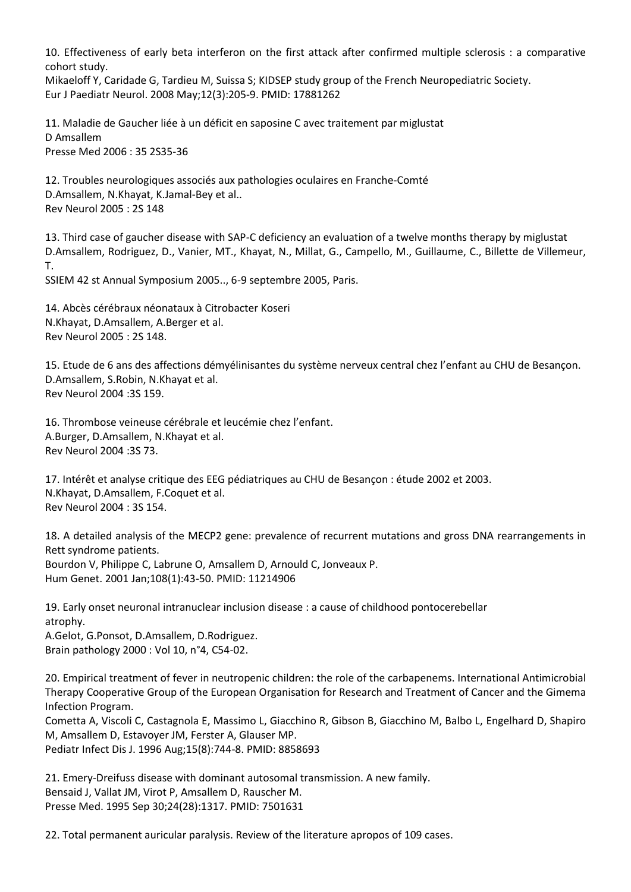10. Effectiveness of early beta interferon on the first attack after confirmed multiple sclerosis : a comparative cohort study.
Mikaeloff Y, Caridade G, Tardieu M, Suissa S; KIDSEP study group of the French Neuropediatric Society.
Eur J Paediatr Neurol. 2008 May;12(3):205-9. PMID: 17881262

11. Maladie de Gaucher liée à un déficit en saposine C avec traitement par miglustat
D Amsallem
Presse Med 2006 : 35 2S35-36

12. Troubles neurologiques associés aux pathologies oculaires en Franche-Comté
D.Amsallem, N.Khayat, K.Jamal-Bey et al..
Rev Neurol 2005 : 2S 148

13. Third case of gaucher disease with SAP-C deficiency an evaluation of a twelve months therapy by miglustat
D.Amsallem, Rodriguez, D., Vanier, MT., Khayat, N., Millat, G., Campello, M., Guillaume, C., Billette de Villemeur, T.
SSIEM 42 st Annual Symposium 2005.., 6-9 septembre 2005, Paris.

14. Abcès cérébraux néonataux à Citrobacter Koseri
N.Khayat, D.Amsallem, A.Berger et al.
Rev Neurol 2005 : 2S 148.

15. Etude de 6 ans des affections démyélinisantes du système nerveux central chez l'enfant au CHU de Besançon.
D.Amsallem, S.Robin, N.Khayat et al.
Rev Neurol 2004 :3S 159.

16. Thrombose veineuse cérébrale et leucémie chez l'enfant.
A.Burger, D.Amsallem, N.Khayat et al.
Rev Neurol 2004 :3S 73.

17. Intérêt et analyse critique des EEG pédiatriques au CHU de Besançon : étude 2002 et 2003.
N.Khayat, D.Amsallem, F.Coquet et al.
Rev Neurol 2004 : 3S 154.

18. A detailed analysis of the MECP2 gene: prevalence of recurrent mutations and gross DNA rearrangements in Rett syndrome patients.
Bourdon V, Philippe C, Labrune O, Amsallem D, Arnould C, Jonveaux P.
Hum Genet. 2001 Jan;108(1):43-50. PMID: 11214906

19. Early onset neuronal intranuclear inclusion disease : a cause of childhood pontocerebellar atrophy.
A.Gelot, G.Ponsot, D.Amsallem, D.Rodriguez.
Brain pathology 2000 : Vol 10, n°4, C54-02.

20. Empirical treatment of fever in neutropenic children: the role of the carbapenems. International Antimicrobial Therapy Cooperative Group of the European Organisation for Research and Treatment of Cancer and the Gimema Infection Program.
Cometta A, Viscoli C, Castagnola E, Massimo L, Giacchino R, Gibson B, Giacchino M, Balbo L, Engelhard D, Shapiro M, Amsallem D, Estavoyer JM, Ferster A, Glauser MP.
Pediatr Infect Dis J. 1996 Aug;15(8):744-8. PMID: 8858693

21. Emery-Dreifuss disease with dominant autosomal transmission. A new family.
Bensaid J, Vallat JM, Virot P, Amsallem D, Rauscher M.
Presse Med. 1995 Sep 30;24(28):1317. PMID: 7501631

22. Total permanent auricular paralysis. Review of the literature apropos of 109 cases.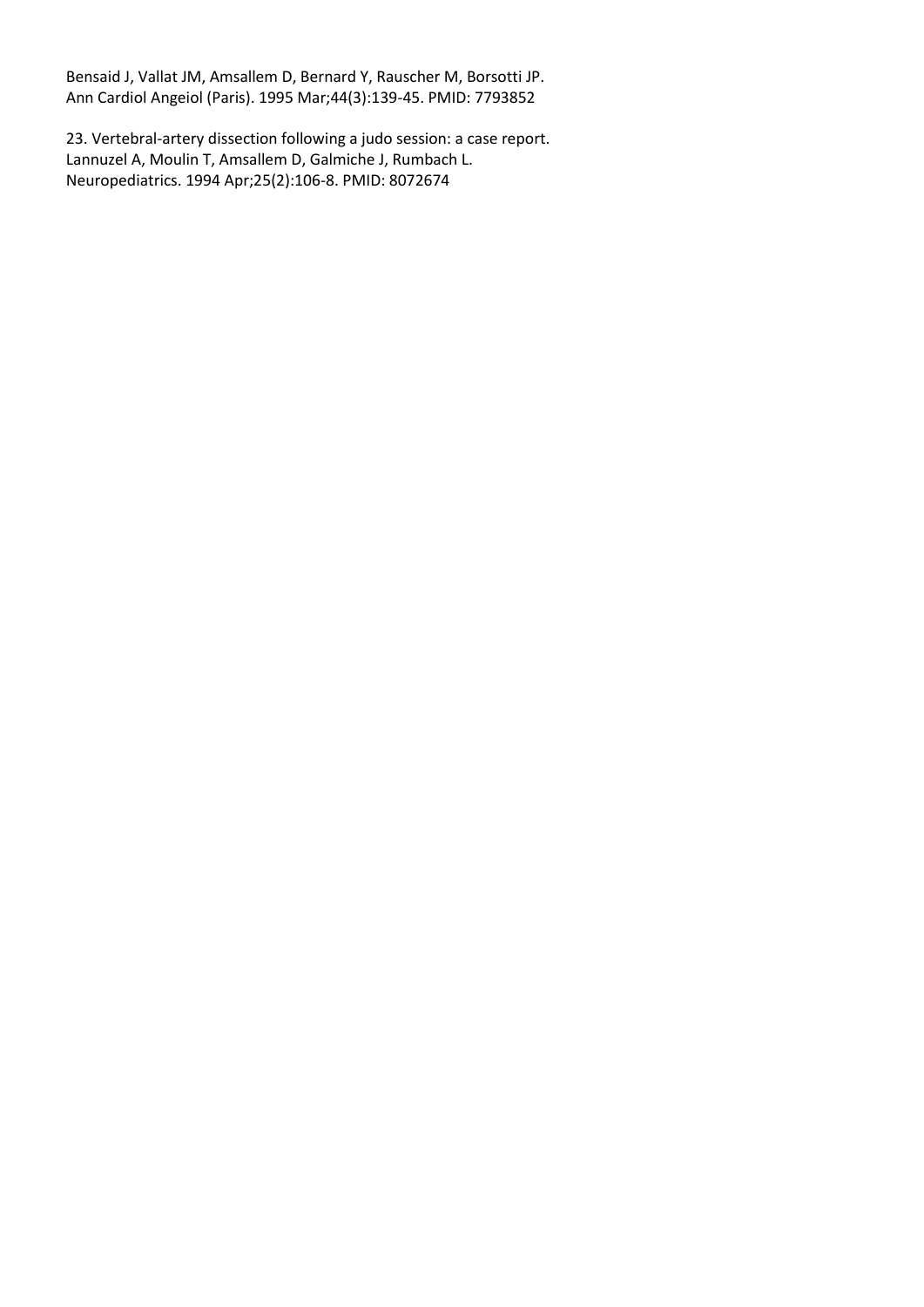Bensaid J, Vallat JM, Amsallem D, Bernard Y, Rauscher M, Borsotti JP.
Ann Cardiol Angeiol (Paris). 1995 Mar;44(3):139-45. PMID: 7793852

23. Vertebral-artery dissection following a judo session: a case report.
Lannuzel A, Moulin T, Amsallem D, Galmiche J, Rumbach L.
Neuropediatrics. 1994 Apr;25(2):106-8. PMID: 8072674